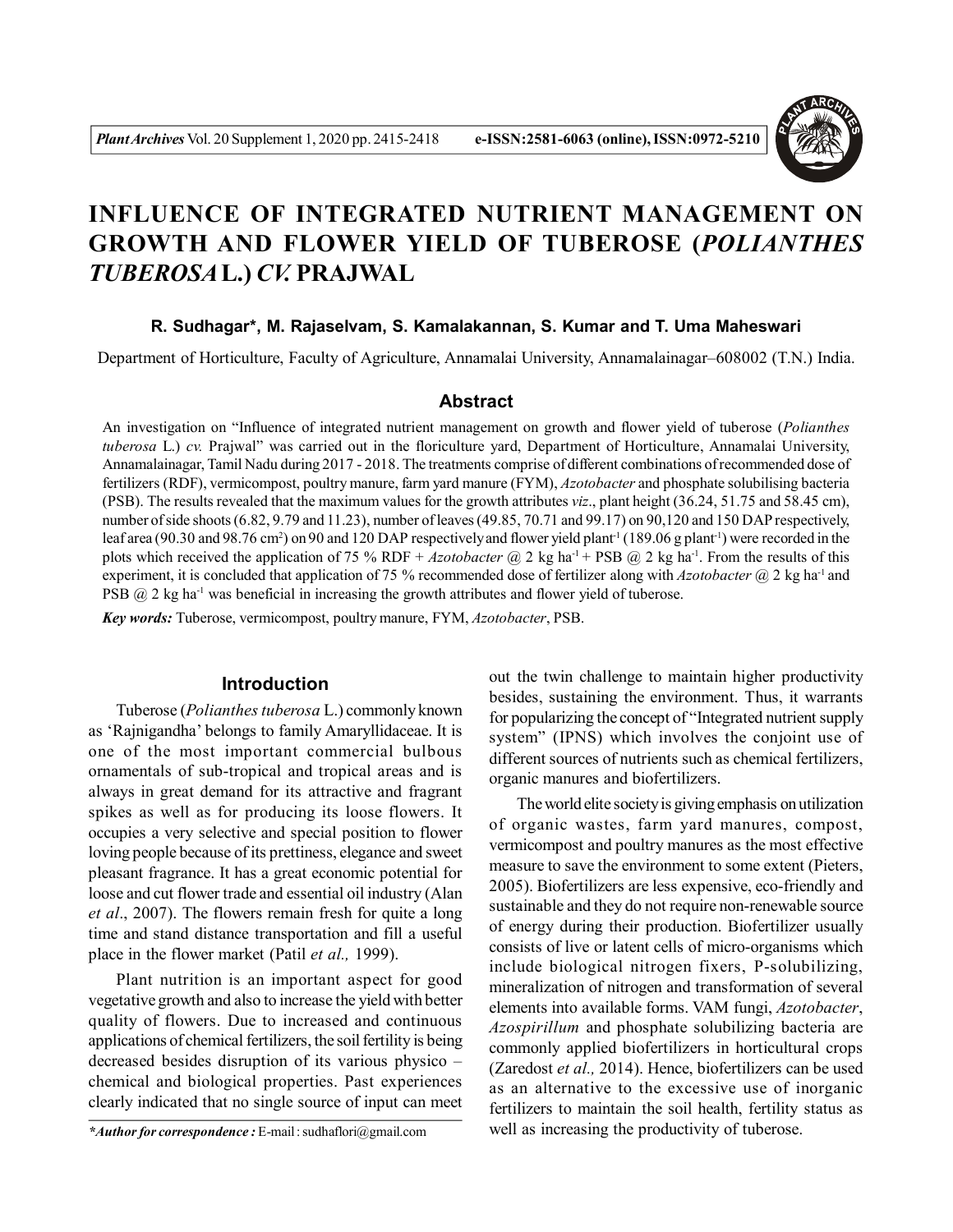# INFLUENCE OF INTEGRATED NUTRIENT MANAGEMENT ON GROWTH AND FLOWER YIELD OF TUBEROSE (*POLIANTHES TUBEROSA* L.) *CV.* PRAJWAL

**R. Sudhagar*, M. Rajaselvam, S. Kamalakannan, S. Kumar and T. Uma Maheswari**

Department of Horticulture, Faculty of Agriculture, Annamalai University, Annamalainagar–608002 (T.N.) India.

## Abstract

An investigation on "Influence of integrated nutrient management on growth and flower yield of tuberose (*Polianthes tuberosa* L.) *cv.* Prajwal" was carried out in the floriculture yard, Department of Horticulture, Annamalai University, Annamalainagar, Tamil Nadu during 2017 - 2018. The treatments comprise of different combinations of recommended dose of fertilizers (RDF), vermicompost, poultry manure, farm yard manure (FYM), *Azotobacter* and phosphate solubilising bacteria (PSB). The results revealed that the maximum values for the growth attributes *viz*., plant height (36.24, 51.75 and 58.45 cm), number of side shoots (6.82, 9.79 and 11.23), number of leaves (49.85, 70.71 and 99.17) on 90,120 and 150 DAP respectively, leaf area (90.30 and 98.76 $cm^2$) on 90 and 120 DAP respectively and flower yield $plant^{-1}$ (189.06 g $plant^{-1}$) were recorded in the plots which received the application of 75 % RDF + *Azotobacter* @ 2 kg $ha^{-1}$ + PSB @ 2 kg $ha^{-1}$. From the results of this experiment, it is concluded that application of 75 % recommended dose of fertilizer along with *Azotobacter* @ 2 kg $ha^{-1}$ and PSB @ 2 kg $ha^{-1}$ was beneficial in increasing the growth attributes and flower yield of tuberose.

***Key words:*** Tuberose, vermicompost, poultry manure, FYM, *Azotobacter*, PSB.

## Introduction

Tuberose (*Polianthes tuberosa* L.) commonly known as 'Rajnigandha' belongs to family Amaryllidaceae. It is one of the most important commercial bulbous ornamentals of sub-tropical and tropical areas and is always in great demand for its attractive and fragrant spikes as well as for producing its loose flowers. It occupies a very selective and special position to flower loving people because of its prettiness, elegance and sweet pleasant fragrance. It has a great economic potential for loose and cut flower trade and essential oil industry (Alan *et al*., 2007). The flowers remain fresh for quite a long time and stand distance transportation and fill a useful place in the flower market (Patil *et al.,* 1999).

Plant nutrition is an important aspect for good vegetative growth and also to increase the yield with better quality of flowers. Due to increased and continuous applications of chemical fertilizers, the soil fertility is being decreased besides disruption of its various physico – chemical and biological properties. Past experiences clearly indicated that no single source of input can meet out the twin challenge to maintain higher productivity besides, sustaining the environment. Thus, it warrants for popularizing the concept of "Integrated nutrient supply system" (IPNS) which involves the conjoint use of different sources of nutrients such as chemical fertilizers, organic manures and biofertilizers.

The world elite society is giving emphasis on utilization of organic wastes, farm yard manures, compost, vermicompost and poultry manures as the most effective measure to save the environment to some extent (Pieters, 2005). Biofertilizers are less expensive, eco-friendly and sustainable and they do not require non-renewable source of energy during their production. Biofertilizer usually consists of live or latent cells of micro-organisms which include biological nitrogen fixers, P-solubilizing, mineralization of nitrogen and transformation of several elements into available forms. VAM fungi, *Azotobacter*, *Azospirillum* and phosphate solubilizing bacteria are commonly applied biofertilizers in horticultural crops (Zaredost *et al.,* 2014). Hence, biofertilizers can be used as an alternative to the excessive use of inorganic fertilizers to maintain the soil health, fertility status as well as increasing the productivity of tuberose.

****Author for correspondence :*** E-mail : sudhaflori@gmail.com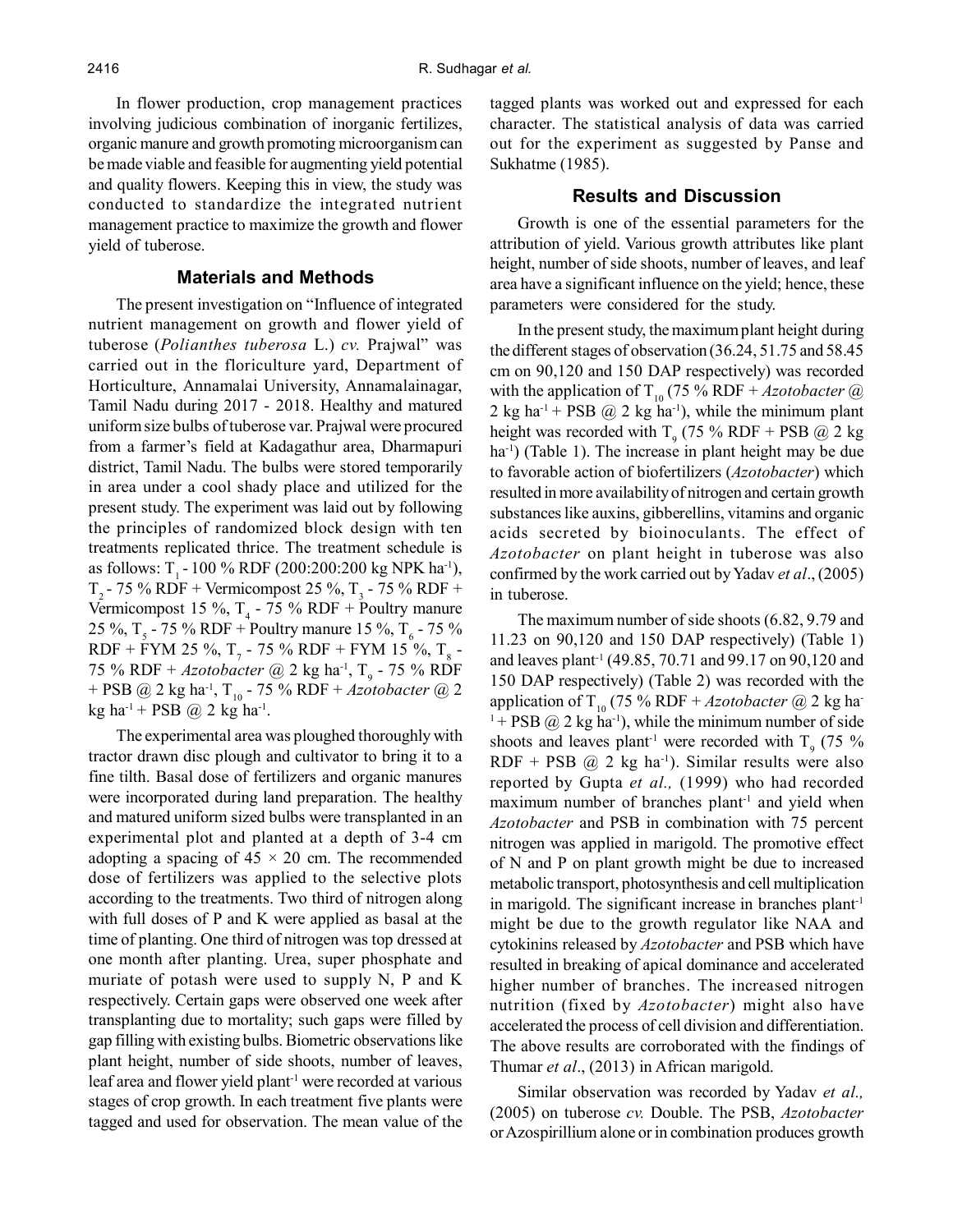In flower production, crop management practices involving judicious combination of inorganic fertilizes, organic manure and growth promoting microorganism can be made viable and feasible for augmenting yield potential and quality flowers. Keeping this in view, the study was conducted to standardize the integrated nutrient management practice to maximize the growth and flower yield of tuberose.

## Materials and Methods

The present investigation on "Influence of integrated nutrient management on growth and flower yield of tuberose (*Polianthes tuberosa* L.) *cv.* Prajwal" was carried out in the floriculture yard, Department of Horticulture, Annamalai University, Annamalainagar, Tamil Nadu during 2017 - 2018. Healthy and matured uniform size bulbs of tuberose var. Prajwal were procured from a farmer's field at Kadagathur area, Dharmapuri district, Tamil Nadu. The bulbs were stored temporarily in area under a cool shady place and utilized for the present study. The experiment was laid out by following the principles of randomized block design with ten treatments replicated thrice. The treatment schedule is as follows: $T_1$ - 100 % RDF (200:200:200 kg NPK ha$^{-1}$), $T_2$ - 75 % RDF + Vermicompost 25 %, $T_3$ - 75 % RDF + Vermicompost 15 %, $T_4$ - 75 % RDF + Poultry manure 25 %, $T_5$ - 75 % RDF + Poultry manure 15 %, $T_6$ - 75 % RDF + FYM 25 %, $T_7$ - 75 % RDF + FYM 15 %, $T_8$ - 75 % RDF + *Azotobacter* @ 2 kg ha$^{-1}$, $T_9$ - 75 % RDF + PSB @ 2 kg ha$^{-1}$, $T_{10}$ - 75 % RDF + *Azotobacter* @ 2 kg ha$^{-1}$ + PSB @ 2 kg ha$^{-1}$.

The experimental area was ploughed thoroughly with tractor drawn disc plough and cultivator to bring it to a fine tilth. Basal dose of fertilizers and organic manures were incorporated during land preparation. The healthy and matured uniform sized bulbs were transplanted in an experimental plot and planted at a depth of 3-4 cm adopting a spacing of $45 \times 20$ cm. The recommended dose of fertilizers was applied to the selective plots according to the treatments. Two third of nitrogen along with full doses of P and K were applied as basal at the time of planting. One third of nitrogen was top dressed at one month after planting. Urea, super phosphate and muriate of potash were used to supply N, P and K respectively. Certain gaps were observed one week after transplanting due to mortality; such gaps were filled by gap filling with existing bulbs. Biometric observations like plant height, number of side shoots, number of leaves, leaf area and flower yield plant$^{-1}$ were recorded at various stages of crop growth. In each treatment five plants were tagged and used for observation. The mean value of the tagged plants was worked out and expressed for each character. The statistical analysis of data was carried out for the experiment as suggested by Panse and Sukhatme (1985).

## Results and Discussion

Growth is one of the essential parameters for the attribution of yield. Various growth attributes like plant height, number of side shoots, number of leaves, and leaf area have a significant influence on the yield; hence, these parameters were considered for the study.

In the present study, the maximum plant height during the different stages of observation (36.24, 51.75 and 58.45 cm on 90,120 and 150 DAP respectively) was recorded with the application of $T_{10}$ (75 % RDF + *Azotobacter* @ 2 kg ha$^{-1}$ + PSB @ 2 kg ha$^{-1}$), while the minimum plant height was recorded with $T_9$ (75 % RDF + PSB @ 2 kg ha$^{-1}$) (Table 1). The increase in plant height may be due to favorable action of biofertilizers (*Azotobacter*) which resulted in more availability of nitrogen and certain growth substances like auxins, gibberellins, vitamins and organic acids secreted by bioinoculants. The effect of *Azotobacter* on plant height in tuberose was also confirmed by the work carried out by Yadav *et al*., (2005) in tuberose.

The maximum number of side shoots (6.82, 9.79 and 11.23 on 90,120 and 150 DAP respectively) (Table 1) and leaves plant$^{-1}$ (49.85, 70.71 and 99.17 on 90,120 and 150 DAP respectively) (Table 2) was recorded with the application of $T_{10}$ (75 % RDF + *Azotobacter* @ 2 kg ha$^{-1}$ + PSB @ 2 kg ha$^{-1}$), while the minimum number of side shoots and leaves plant$^{-1}$ were recorded with $T_9$ (75 % RDF + PSB @ 2 kg ha$^{-1}$). Similar results were also reported by Gupta *et al.,* (1999) who had recorded maximum number of branches plant$^{-1}$ and yield when *Azotobacter* and PSB in combination with 75 percent nitrogen was applied in marigold. The promotive effect of N and P on plant growth might be due to increased metabolic transport, photosynthesis and cell multiplication in marigold. The significant increase in branches plant$^{-1}$ might be due to the growth regulator like NAA and cytokinins released by *Azotobacter* and PSB which have resulted in breaking of apical dominance and accelerated higher number of branches. The increased nitrogen nutrition (fixed by *Azotobacter*) might also have accelerated the process of cell division and differentiation. The above results are corroborated with the findings of Thumar *et al*., (2013) in African marigold.

Similar observation was recorded by Yadav *et al.,* (2005) on tuberose *cv.* Double. The PSB, *Azotobacter* or Azospirillium alone or in combination produces growth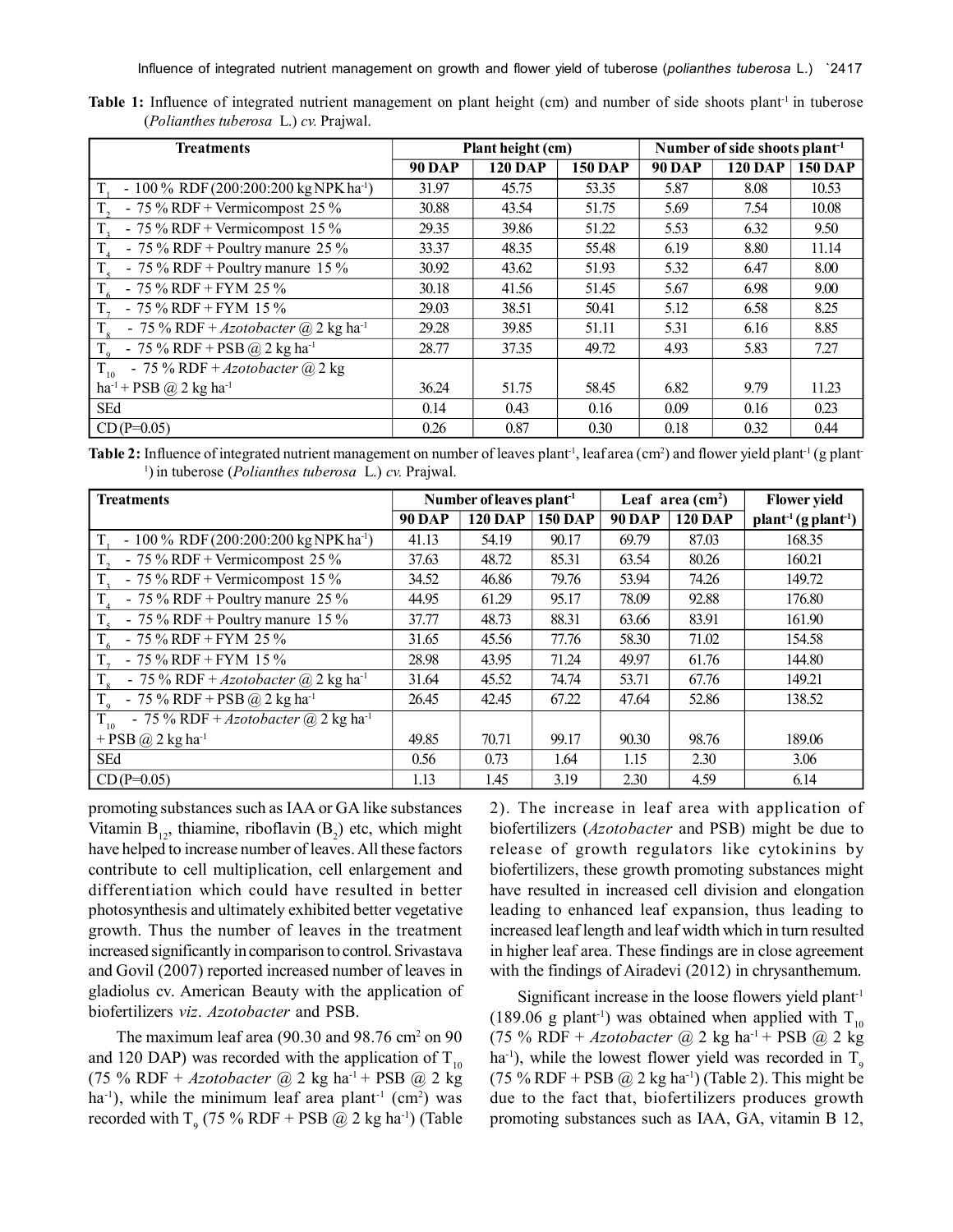**Table 1:** Influence of integrated nutrient management on plant height (cm) and number of side shoots plant$^{-1}$ in tuberose (*Polianthes tuberosa* L.) *cv.* Prajwal.

| Treatments | Plant height (cm) | | | Number of side shoots plant$^{-1}$ | | |
|---|---|---|---|---|---|---|
| | 90 DAP | 120 DAP | 150 DAP | 90 DAP | 120 DAP | 150 DAP |
| $T_1$ - 100 % RDF (200:200:200 kg NPK ha$^{-1}$) | 31.97 | 45.75 | 53.35 | 5.87 | 8.08 | 10.53 |
| $T_2$ - 75 % RDF + Vermicompost 25 % | 30.88 | 43.54 | 51.75 | 5.69 | 7.54 | 10.08 |
| $T_3$ - 75 % RDF + Vermicompost 15 % | 29.35 | 39.86 | 51.22 | 5.53 | 6.32 | 9.50 |
| $T_4$ - 75 % RDF + Poultry manure 25 % | 33.37 | 48.35 | 55.48 | 6.19 | 8.80 | 11.14 |
| $T_5$ - 75 % RDF + Poultry manure 15 % | 30.92 | 43.62 | 51.93 | 5.32 | 6.47 | 8.00 |
| $T_6$ - 75 % RDF + FYM 25 % | 30.18 | 41.56 | 51.45 | 5.67 | 6.98 | 9.00 |
| $T_7$ - 75 % RDF + FYM 15 % | 29.03 | 38.51 | 50.41 | 5.12 | 6.58 | 8.25 |
| $T_8$ - 75 % RDF + *Azotobacter* @ 2 kg ha$^{-1}$ | 29.28 | 39.85 | 51.11 | 5.31 | 6.16 | 8.85 |
| $T_9$ - 75 % RDF + PSB @ 2 kg ha$^{-1}$ | 28.77 | 37.35 | 49.72 | 4.93 | 5.83 | 7.27 |
| $T_{10}$ - 75 % RDF + *Azotobacter* @ 2 kg ha$^{-1}$ + PSB @ 2 kg ha$^{-1}$ | 36.24 | 51.75 | 58.45 | 6.82 | 9.79 | 11.23 |
| SEd | 0.14 | 0.43 | 0.16 | 0.09 | 0.16 | 0.23 |
| CD (P=0.05) | 0.26 | 0.87 | 0.30 | 0.18 | 0.32 | 0.44 |

**Table 2:** Influence of integrated nutrient management on number of leaves plant$^{-1}$, leaf area (cm$^2$) and flower yield plant$^{-1}$ (g plant$^{-1}$) in tuberose (*Polianthes tuberosa* L.) *cv.* Prajwal.

| Treatments | Number of leaves plant$^{-1}$ | | | Leaf area (cm$^2$) | | Flower yield |
|---|---|---|---|---|---|---|
| | 90 DAP | 120 DAP | 150 DAP | 90 DAP | 120 DAP | plant$^{-1}$ (g plant$^{-1}$) |
| $T_1$ - 100 % RDF (200:200:200 kg NPK ha$^{-1}$) | 41.13 | 54.19 | 90.17 | 69.79 | 87.03 | 168.35 |
| $T_2$ - 75 % RDF + Vermicompost 25 % | 37.63 | 48.72 | 85.31 | 63.54 | 80.26 | 160.21 |
| $T_3$ - 75 % RDF + Vermicompost 15 % | 34.52 | 46.86 | 79.76 | 53.94 | 74.26 | 149.72 |
| $T_4$ - 75 % RDF + Poultry manure 25 % | 44.95 | 61.29 | 95.17 | 78.09 | 92.88 | 176.80 |
| $T_5$ - 75 % RDF + Poultry manure 15 % | 37.77 | 48.73 | 88.31 | 63.66 | 83.91 | 161.90 |
| $T_6$ - 75 % RDF + FYM 25 % | 31.65 | 45.56 | 77.76 | 58.30 | 71.02 | 154.58 |
| $T_7$ - 75 % RDF + FYM 15 % | 28.98 | 43.95 | 71.24 | 49.97 | 61.76 | 144.80 |
| $T_8$ - 75 % RDF + *Azotobacter* @ 2 kg ha$^{-1}$ | 31.64 | 45.52 | 74.74 | 53.71 | 67.76 | 149.21 |
| $T_9$ - 75 % RDF + PSB @ 2 kg ha$^{-1}$ | 26.45 | 42.45 | 67.22 | 47.64 | 52.86 | 138.52 |
| $T_{10}$ - 75 % RDF + *Azotobacter* @ 2 kg ha$^{-1}$ + PSB @ 2 kg ha$^{-1}$ | 49.85 | 70.71 | 99.17 | 90.30 | 98.76 | 189.06 |
| SEd | 0.56 | 0.73 | 1.64 | 1.15 | 2.30 | 3.06 |
| CD (P=0.05) | 1.13 | 1.45 | 3.19 | 2.30 | 4.59 | 6.14 |

promoting substances such as IAA or GA like substances Vitamin $B_{12}$, thiamine, riboflavin ($B_2$) etc, which might have helped to increase number of leaves. All these factors contribute to cell multiplication, cell enlargement and differentiation which could have resulted in better photosynthesis and ultimately exhibited better vegetative growth. Thus the number of leaves in the treatment increased significantly in comparison to control. Srivastava and Govil (2007) reported increased number of leaves in gladiolus cv. American Beauty with the application of biofertilizers *viz*. *Azotobacter* and PSB.

The maximum leaf area (90.30 and 98.76 cm$^2$ on 90 and 120 DAP) was recorded with the application of $T_{10}$ (75 % RDF + *Azotobacter* @ 2 kg ha$^{-1}$ + PSB @ 2 kg ha$^{-1}$), while the minimum leaf area plant$^{-1}$ (cm$^2$) was recorded with $T_9$ (75 % RDF + PSB @ 2 kg ha$^{-1}$) (Table 2). The increase in leaf area with application of biofertilizers (*Azotobacter* and PSB) might be due to release of growth regulators like cytokinins by biofertilizers, these growth promoting substances might have resulted in increased cell division and elongation leading to enhanced leaf expansion, thus leading to increased leaf length and leaf width which in turn resulted in higher leaf area. These findings are in close agreement with the findings of Airadevi (2012) in chrysanthemum.

Significant increase in the loose flowers yield plant$^{-1}$ (189.06 g plant$^{-1}$) was obtained when applied with $T_{10}$ (75 % RDF + *Azotobacter* @ 2 kg ha$^{-1}$ + PSB @ 2 kg ha$^{-1}$), while the lowest flower yield was recorded in $T_9$ (75 % RDF + PSB @ 2 kg ha$^{-1}$) (Table 2). This might be due to the fact that, biofertilizers produces growth promoting substances such as IAA, GA, vitamin B 12,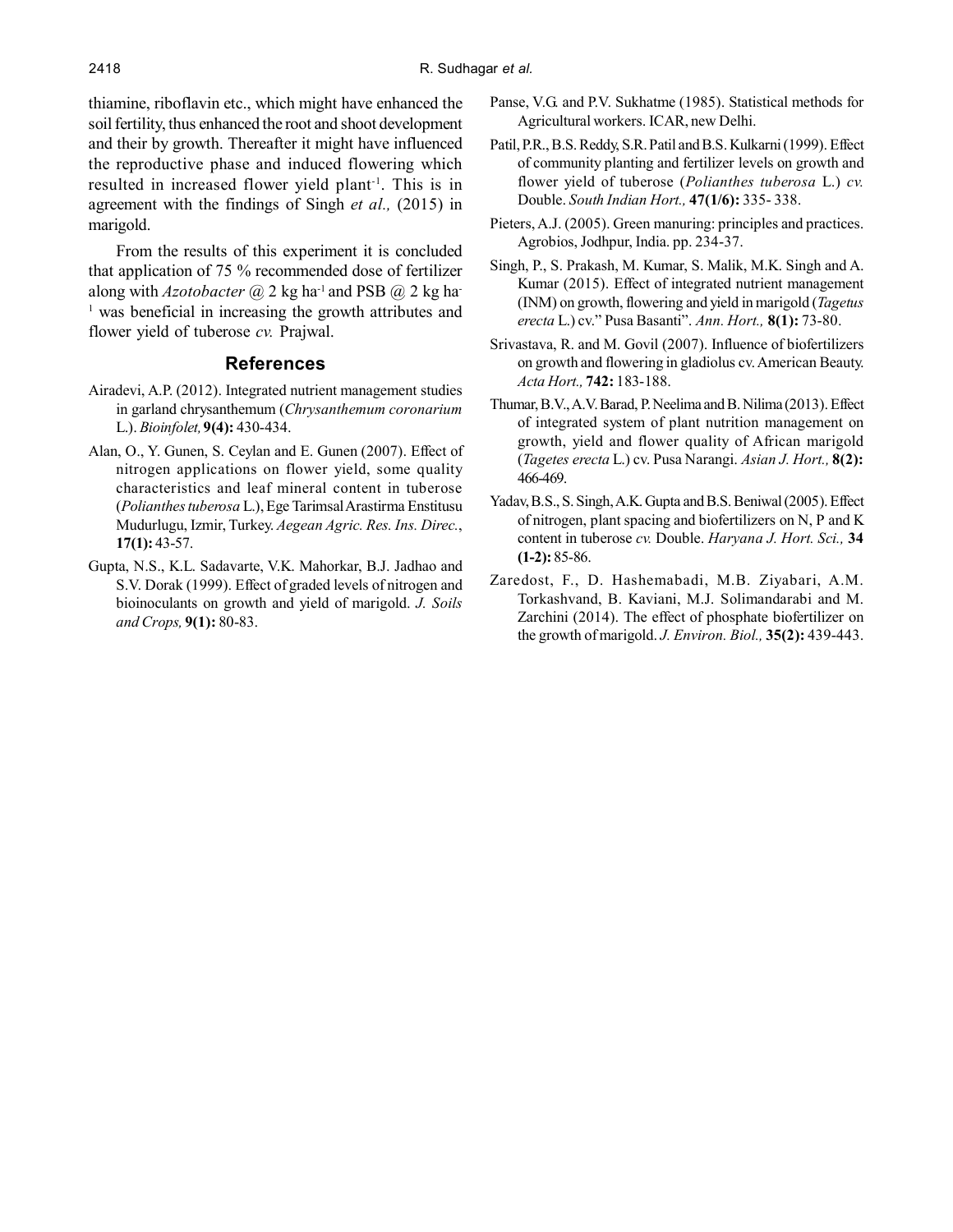thiamine, riboflavin etc., which might have enhanced the soil fertility, thus enhanced the root and shoot development and their by growth. Thereafter it might have influenced the reproductive phase and induced flowering which resulted in increased flower yield plant$^{-1}$. This is in agreement with the findings of Singh *et al.,* (2015) in marigold.

From the results of this experiment it is concluded that application of 75 % recommended dose of fertilizer along with *Azotobacter* @ 2 kg ha$^{-1}$ and PSB @ 2 kg ha$^{-1}$ was beneficial in increasing the growth attributes and flower yield of tuberose *cv.* Prajwal.

## References

Airadevi, A.P. (2012). Integrated nutrient management studies in garland chrysanthemum (*Chrysanthemum coronarium* L.). *Bioinfolet,* **9(4):** 430-434.

Alan, O., Y. Gunen, S. Ceylan and E. Gunen (2007). Effect of nitrogen applications on flower yield, some quality characteristics and leaf mineral content in tuberose (*Polianthes tuberosa* L.), Ege Tarimsal Arastirma Enstitusu Mudurlugu, Izmir, Turkey. *Aegean Agric. Res. Ins. Direc.*, **17(1):** 43-57.

Gupta, N.S., K.L. Sadavarte, V.K. Mahorkar, B.J. Jadhao and S.V. Dorak (1999). Effect of graded levels of nitrogen and bioinoculants on growth and yield of marigold. *J. Soils and Crops,* **9(1):** 80-83.

Panse, V.G. and P.V. Sukhatme (1985). Statistical methods for Agricultural workers. ICAR, new Delhi.

Patil, P.R., B.S. Reddy, S.R. Patil and B.S. Kulkarni (1999). Effect of community planting and fertilizer levels on growth and flower yield of tuberose (*Polianthes tuberosa* L.) *cv.* Double. *South Indian Hort.,* **47(1/6):** 335- 338.

Pieters, A.J. (2005). Green manuring: principles and practices. Agrobios, Jodhpur, India. pp. 234-37.

Singh, P., S. Prakash, M. Kumar, S. Malik, M.K. Singh and A. Kumar (2015). Effect of integrated nutrient management (INM) on growth, flowering and yield in marigold (*Tagetus erecta* L.) cv." Pusa Basanti". *Ann. Hort.,* **8(1):** 73-80.

Srivastava, R. and M. Govil (2007). Influence of biofertilizers on growth and flowering in gladiolus cv. American Beauty. *Acta Hort.,* **742:** 183-188.

Thumar, B.V., A.V. Barad, P. Neelima and B. Nilima (2013). Effect of integrated system of plant nutrition management on growth, yield and flower quality of African marigold (*Tagetes erecta* L.) cv. Pusa Narangi. *Asian J. Hort.,* **8(2):** 466-469.

Yadav, B.S., S. Singh, A.K. Gupta and B.S. Beniwal (2005). Effect of nitrogen, plant spacing and biofertilizers on N, P and K content in tuberose *cv.* Double. *Haryana J. Hort. Sci.,* **34 (1-2):** 85-86.

Zaredost, F., D. Hashemabadi, M.B. Ziyabari, A.M. Torkashvand, B. Kaviani, M.J. Solimandarabi and M. Zarchini (2014). The effect of phosphate biofertilizer on the growth of marigold. *J. Environ. Biol.,* **35(2):** 439-443.